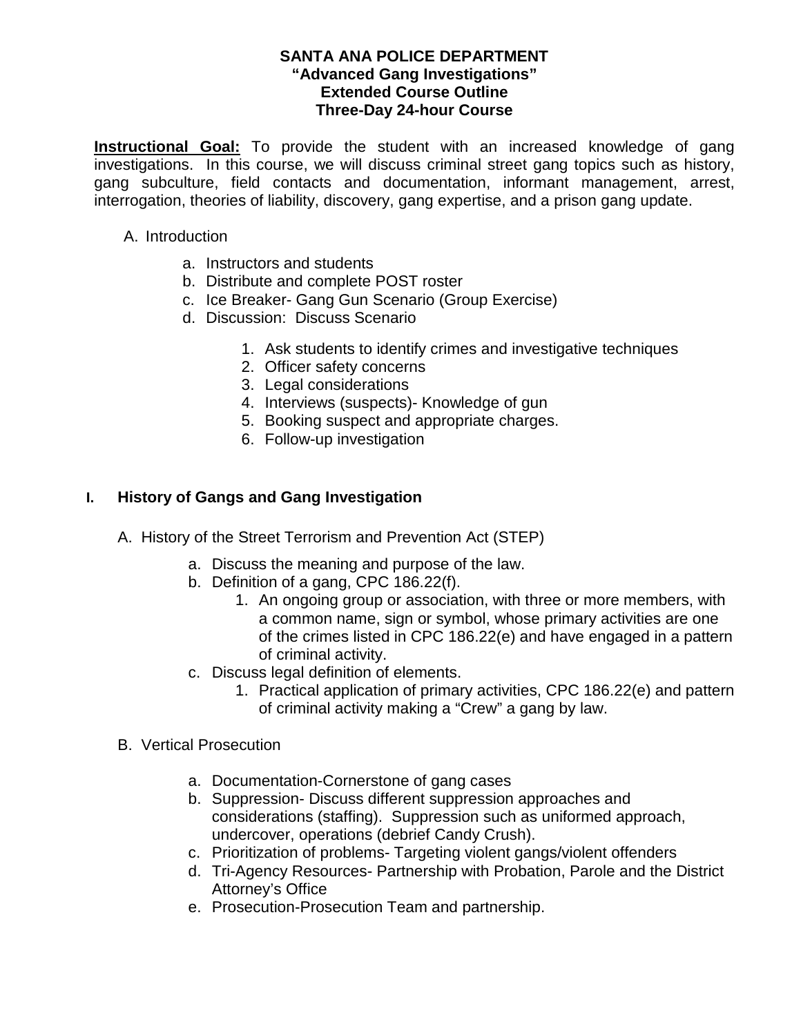**SANTA ANA POLICE DEPARTMENT**
**"Advanced Gang Investigations"**
**Extended Course Outline**
**Three-Day 24-hour Course**

**Instructional Goal:** To provide the student with an increased knowledge of gang investigations. In this course, we will discuss criminal street gang topics such as history, gang subculture, field contacts and documentation, informant management, arrest, interrogation, theories of liability, discovery, gang expertise, and a prison gang update.

A. Introduction

   a. Instructors and students
   b. Distribute and complete POST roster
   c. Ice Breaker- Gang Gun Scenario (Group Exercise)
   d. Discussion: Discuss Scenario

      1. Ask students to identify crimes and investigative techniques
      2. Officer safety concerns
      3. Legal considerations
      4. Interviews (suspects)- Knowledge of gun
      5. Booking suspect and appropriate charges.
      6. Follow-up investigation

## I. History of Gangs and Gang Investigation

A. History of the Street Terrorism and Prevention Act (STEP)

   a. Discuss the meaning and purpose of the law.
   b. Definition of a gang, CPC 186.22(f).
      1. An ongoing group or association, with three or more members, with a common name, sign or symbol, whose primary activities are one of the crimes listed in CPC 186.22(e) and have engaged in a pattern of criminal activity.
   c. Discuss legal definition of elements.
      1. Practical application of primary activities, CPC 186.22(e) and pattern of criminal activity making a "Crew" a gang by law.

B. Vertical Prosecution

   a. Documentation-Cornerstone of gang cases
   b. Suppression- Discuss different suppression approaches and considerations (staffing). Suppression such as uniformed approach, undercover, operations (debrief Candy Crush).
   c. Prioritization of problems- Targeting violent gangs/violent offenders
   d. Tri-Agency Resources- Partnership with Probation, Parole and the District Attorney's Office
   e. Prosecution-Prosecution Team and partnership.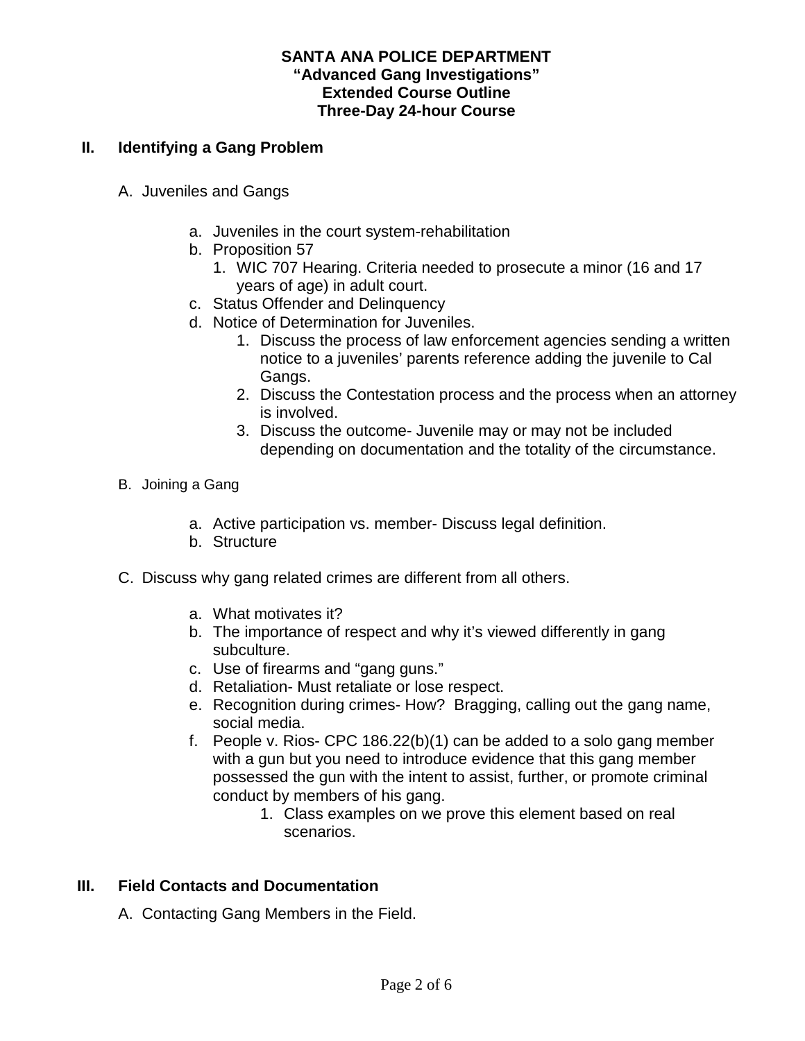**SANTA ANA POLICE DEPARTMENT**
**"Advanced Gang Investigations"**
**Extended Course Outline**
**Three-Day 24-hour Course**

## II. Identifying a Gang Problem

A. Juveniles and Gangs

   a. Juveniles in the court system-rehabilitation
   b. Proposition 57
      1. WIC 707 Hearing. Criteria needed to prosecute a minor (16 and 17 years of age) in adult court.
   c. Status Offender and Delinquency
   d. Notice of Determination for Juveniles.
      1. Discuss the process of law enforcement agencies sending a written notice to a juveniles' parents reference adding the juvenile to Cal Gangs.
      2. Discuss the Contestation process and the process when an attorney is involved.
      3. Discuss the outcome- Juvenile may or may not be included depending on documentation and the totality of the circumstance.

B. Joining a Gang

   a. Active participation vs. member- Discuss legal definition.
   b. Structure

C. Discuss why gang related crimes are different from all others.

   a. What motivates it?
   b. The importance of respect and why it's viewed differently in gang subculture.
   c. Use of firearms and "gang guns."
   d. Retaliation- Must retaliate or lose respect.
   e. Recognition during crimes- How? Bragging, calling out the gang name, social media.
   f. People v. Rios- CPC 186.22(b)(1) can be added to a solo gang member with a gun but you need to introduce evidence that this gang member possessed the gun with the intent to assist, further, or promote criminal conduct by members of his gang.
      1. Class examples on we prove this element based on real scenarios.

## III. Field Contacts and Documentation

A. Contacting Gang Members in the Field.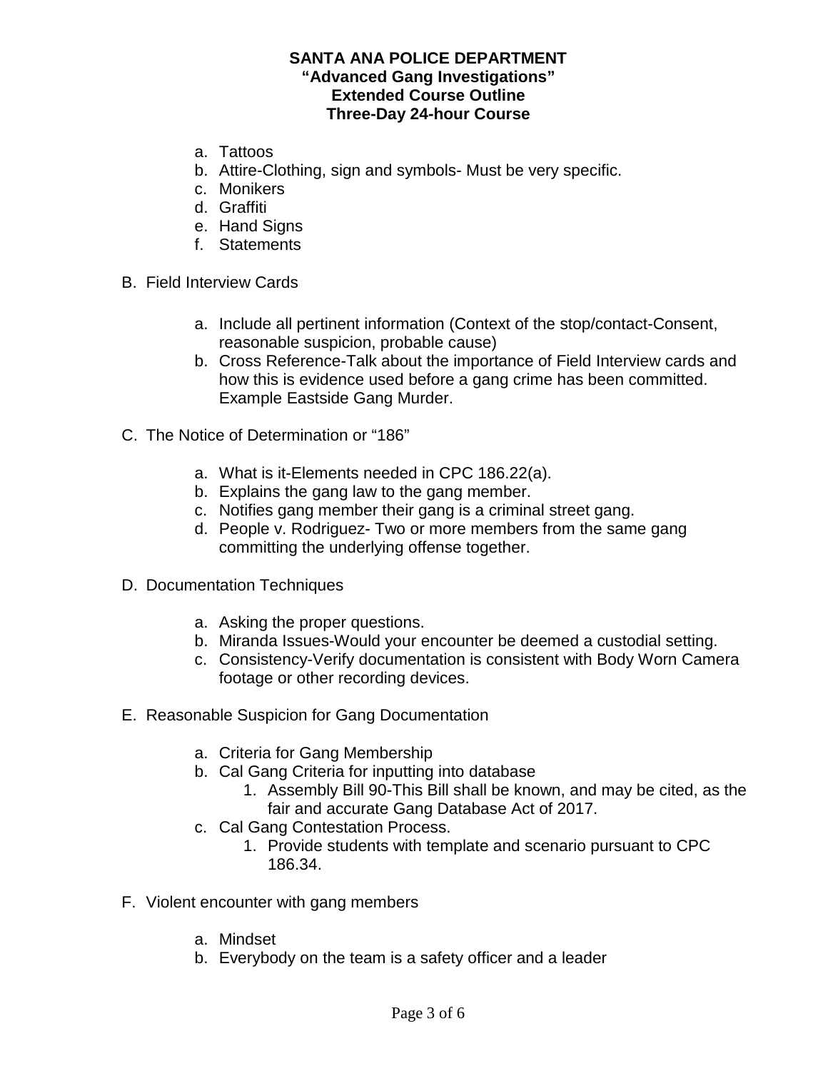a. Tattoos
b. Attire-Clothing, sign and symbols- Must be very specific.
c. Monikers
d. Graffiti
e. Hand Signs
f. Statements

B. Field Interview Cards

   a. Include all pertinent information (Context of the stop/contact-Consent, reasonable suspicion, probable cause)
   b. Cross Reference-Talk about the importance of Field Interview cards and how this is evidence used before a gang crime has been committed. Example Eastside Gang Murder.

C. The Notice of Determination or "186"

   a. What is it-Elements needed in CPC 186.22(a).
   b. Explains the gang law to the gang member.
   c. Notifies gang member their gang is a criminal street gang.
   d. People v. Rodriguez- Two or more members from the same gang committing the underlying offense together.

D. Documentation Techniques

   a. Asking the proper questions.
   b. Miranda Issues-Would your encounter be deemed a custodial setting.
   c. Consistency-Verify documentation is consistent with Body Worn Camera footage or other recording devices.

E. Reasonable Suspicion for Gang Documentation

   a. Criteria for Gang Membership
   b. Cal Gang Criteria for inputting into database
      1. Assembly Bill 90-This Bill shall be known, and may be cited, as the fair and accurate Gang Database Act of 2017.
   c. Cal Gang Contestation Process.
      1. Provide students with template and scenario pursuant to CPC 186.34.

F. Violent encounter with gang members

   a. Mindset
   b. Everybody on the team is a safety officer and a leader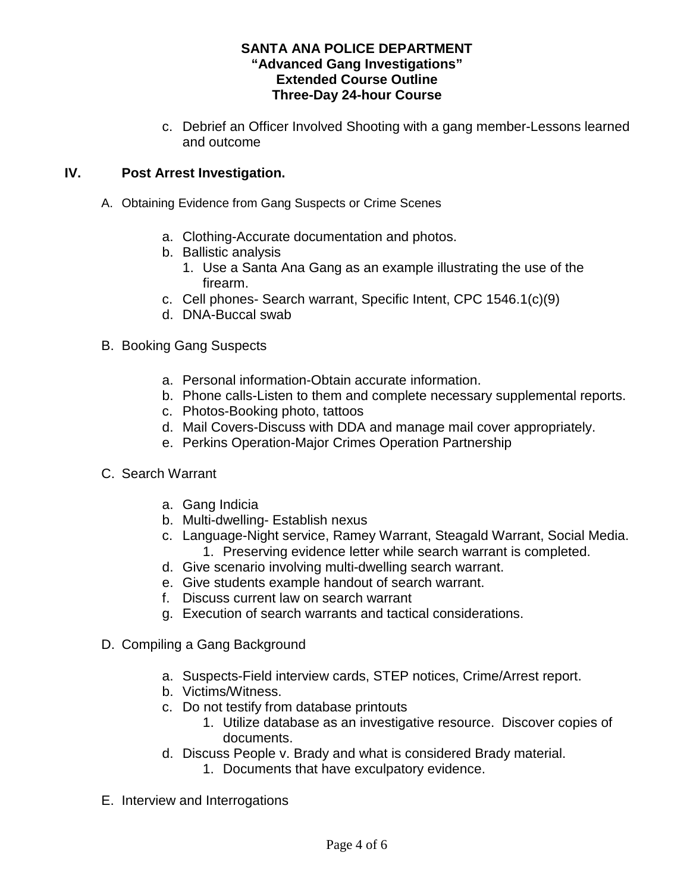c. Debrief an Officer Involved Shooting with a gang member-Lessons learned and outcome

## IV. Post Arrest Investigation.

A. Obtaining Evidence from Gang Suspects or Crime Scenes

- a. Clothing-Accurate documentation and photos.
- b. Ballistic analysis
  1. Use a Santa Ana Gang as an example illustrating the use of the firearm.
- c. Cell phones- Search warrant, Specific Intent, CPC 1546.1(c)(9)
- d. DNA-Buccal swab

B. Booking Gang Suspects

- a. Personal information-Obtain accurate information.
- b. Phone calls-Listen to them and complete necessary supplemental reports.
- c. Photos-Booking photo, tattoos
- d. Mail Covers-Discuss with DDA and manage mail cover appropriately.
- e. Perkins Operation-Major Crimes Operation Partnership

C. Search Warrant

- a. Gang Indicia
- b. Multi-dwelling- Establish nexus
- c. Language-Night service, Ramey Warrant, Steagald Warrant, Social Media.
  1. Preserving evidence letter while search warrant is completed.
- d. Give scenario involving multi-dwelling search warrant.
- e. Give students example handout of search warrant.
- f. Discuss current law on search warrant
- g. Execution of search warrants and tactical considerations.

D. Compiling a Gang Background

- a. Suspects-Field interview cards, STEP notices, Crime/Arrest report.
- b. Victims/Witness.
- c. Do not testify from database printouts
  1. Utilize database as an investigative resource. Discover copies of documents.
- d. Discuss People v. Brady and what is considered Brady material.
  1. Documents that have exculpatory evidence.

E. Interview and Interrogations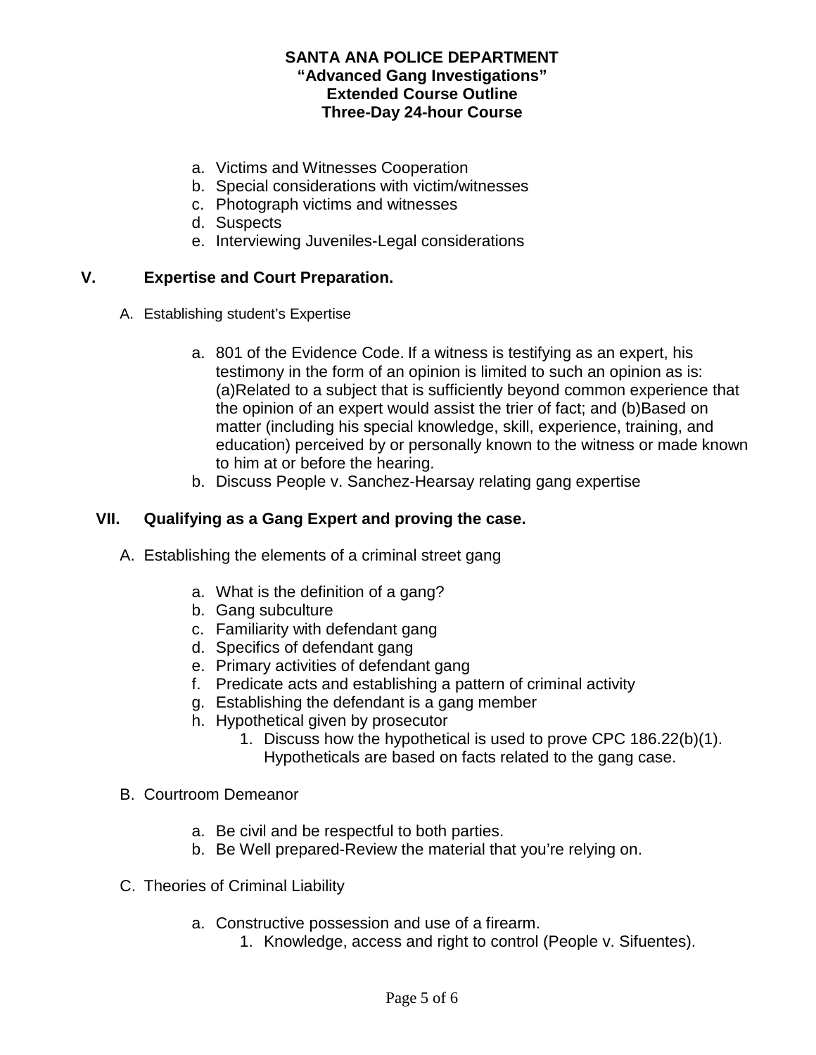a. Victims and Witnesses Cooperation
b. Special considerations with victim/witnesses
c. Photograph victims and witnesses
d. Suspects
e. Interviewing Juveniles-Legal considerations

## V. Expertise and Court Preparation.

A. Establishing student's Expertise

   a. 801 of the Evidence Code. If a witness is testifying as an expert, his testimony in the form of an opinion is limited to such an opinion as is: (a)Related to a subject that is sufficiently beyond common experience that the opinion of an expert would assist the trier of fact; and (b)Based on matter (including his special knowledge, skill, experience, training, and education) perceived by or personally known to the witness or made known to him at or before the hearing.
   b. Discuss People v. Sanchez-Hearsay relating gang expertise

## VII. Qualifying as a Gang Expert and proving the case.

A. Establishing the elements of a criminal street gang

   a. What is the definition of a gang?
   b. Gang subculture
   c. Familiarity with defendant gang
   d. Specifics of defendant gang
   e. Primary activities of defendant gang
   f. Predicate acts and establishing a pattern of criminal activity
   g. Establishing the defendant is a gang member
   h. Hypothetical given by prosecutor
      1. Discuss how the hypothetical is used to prove CPC 186.22(b)(1). Hypotheticals are based on facts related to the gang case.

B. Courtroom Demeanor

   a. Be civil and be respectful to both parties.
   b. Be Well prepared-Review the material that you're relying on.

C. Theories of Criminal Liability

   a. Constructive possession and use of a firearm.
      1. Knowledge, access and right to control (People v. Sifuentes).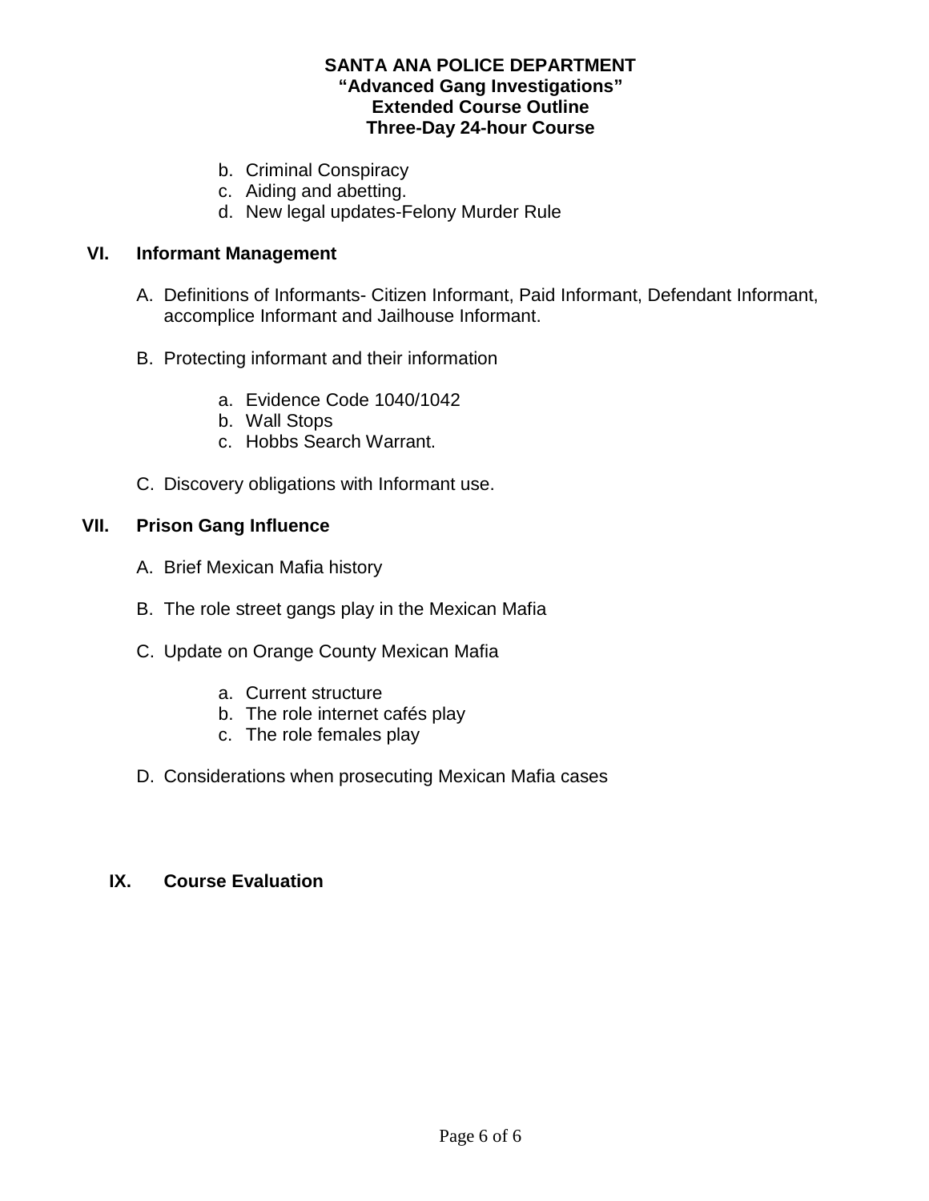b. Criminal Conspiracy
c. Aiding and abetting.
d. New legal updates-Felony Murder Rule

## VI. Informant Management

A. Definitions of Informants- Citizen Informant, Paid Informant, Defendant Informant, accomplice Informant and Jailhouse Informant.

B. Protecting informant and their information

   a. Evidence Code 1040/1042
   b. Wall Stops
   c. Hobbs Search Warrant.

C. Discovery obligations with Informant use.

## VII. Prison Gang Influence

A. Brief Mexican Mafia history

B. The role street gangs play in the Mexican Mafia

C. Update on Orange County Mexican Mafia

   a. Current structure
   b. The role internet cafés play
   c. The role females play

D. Considerations when prosecuting Mexican Mafia cases

## IX. Course Evaluation